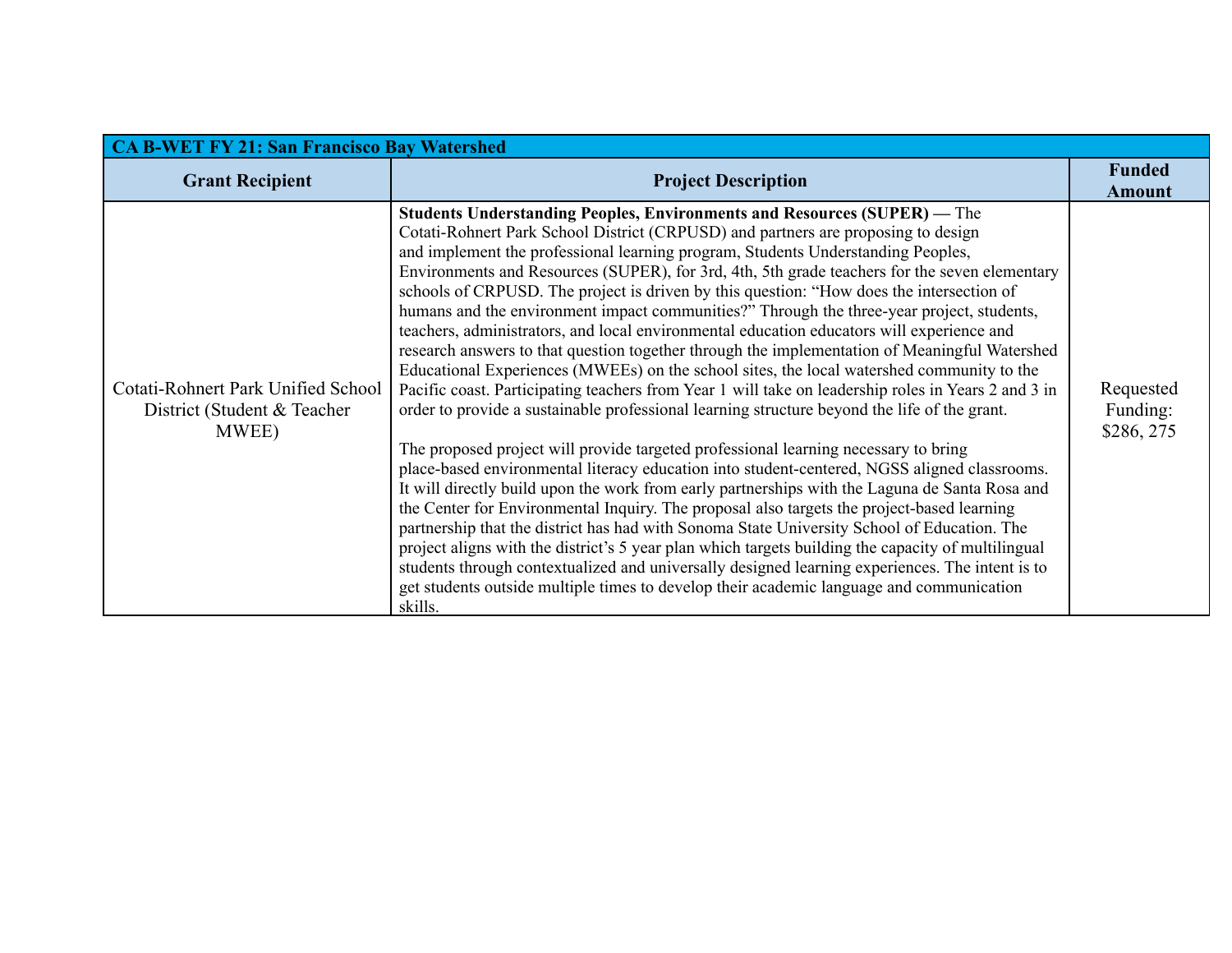| CA B-WET FY 21: San Francisco Bay Watershed | | |
|---|---|---|
| **Grant Recipient** | **Project Description** | **Funded Amount** |
| Cotati-Rohnert Park Unified School District (Student & Teacher MWEE) | **Students Understanding Peoples, Environments and Resources (SUPER) —** The Cotati-Rohnert Park School District (CRPUSD) and partners are proposing to design and implement the professional learning program, Students Understanding Peoples, Environments and Resources (SUPER), for 3rd, 4th, 5th grade teachers for the seven elementary schools of CRPUSD. The project is driven by this question: "How does the intersection of humans and the environment impact communities?" Through the three-year project, students, teachers, administrators, and local environmental education educators will experience and research answers to that question together through the implementation of Meaningful Watershed Educational Experiences (MWEEs) on the school sites, the local watershed community to the Pacific coast. Participating teachers from Year 1 will take on leadership roles in Years 2 and 3 in order to provide a sustainable professional learning structure beyond the life of the grant.<br><br>The proposed project will provide targeted professional learning necessary to bring place-based environmental literacy education into student-centered, NGSS aligned classrooms. It will directly build upon the work from early partnerships with the Laguna de Santa Rosa and the Center for Environmental Inquiry. The proposal also targets the project-based learning partnership that the district has had with Sonoma State University School of Education. The project aligns with the district's 5 year plan which targets building the capacity of multilingual students through contextualized and universally designed learning experiences. The intent is to get students outside multiple times to develop their academic language and communication skills. | Requested Funding: $286, 275 |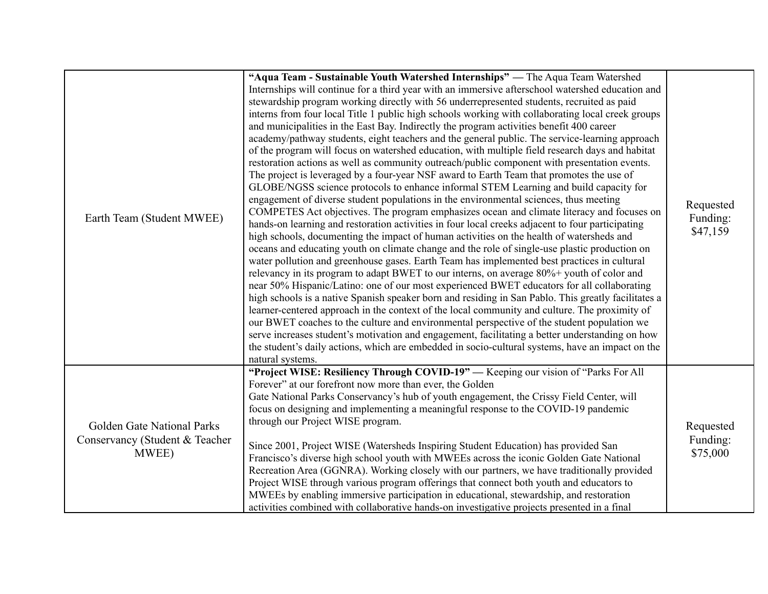| | | |
|---|---|---|
| Earth Team (Student MWEE) | **"Aqua Team - Sustainable Youth Watershed Internships" —** The Aqua Team Watershed Internships will continue for a third year with an immersive afterschool watershed education and stewardship program working directly with 56 underrepresented students, recruited as paid interns from four local Title 1 public high schools working with collaborating local creek groups and municipalities in the East Bay. Indirectly the program activities benefit 400 career academy/pathway students, eight teachers and the general public. The service-learning approach of the program will focus on watershed education, with multiple field research days and habitat restoration actions as well as community outreach/public component with presentation events. The project is leveraged by a four-year NSF award to Earth Team that promotes the use of GLOBE/NGSS science protocols to enhance informal STEM Learning and build capacity for engagement of diverse student populations in the environmental sciences, thus meeting COMPETES Act objectives. The program emphasizes ocean and climate literacy and focuses on hands-on learning and restoration activities in four local creeks adjacent to four participating high schools, documenting the impact of human activities on the health of watersheds and oceans and educating youth on climate change and the role of single-use plastic production on water pollution and greenhouse gases. Earth Team has implemented best practices in cultural relevancy in its program to adapt BWET to our interns, on average 80%+ youth of color and near 50% Hispanic/Latino: one of our most experienced BWET educators for all collaborating high schools is a native Spanish speaker born and residing in San Pablo. This greatly facilitates a learner-centered approach in the context of the local community and culture. The proximity of our BWET coaches to the culture and environmental perspective of the student population we serve increases student's motivation and engagement, facilitating a better understanding on how the student's daily actions, which are embedded in socio-cultural systems, have an impact on the natural systems. | Requested Funding: $47,159 |
| Golden Gate National Parks Conservancy (Student & Teacher MWEE) | **"Project WISE: Resiliency Through COVID-19" —** Keeping our vision of "Parks For All Forever" at our forefront now more than ever, the Golden Gate National Parks Conservancy's hub of youth engagement, the Crissy Field Center, will focus on designing and implementing a meaningful response to the COVID-19 pandemic through our Project WISE program.<br><br>Since 2001, Project WISE (Watersheds Inspiring Student Education) has provided San Francisco's diverse high school youth with MWEEs across the iconic Golden Gate National Recreation Area (GGNRA). Working closely with our partners, we have traditionally provided Project WISE through various program offerings that connect both youth and educators to MWEEs by enabling immersive participation in educational, stewardship, and restoration activities combined with collaborative hands-on investigative projects presented in a final | Requested Funding: $75,000 |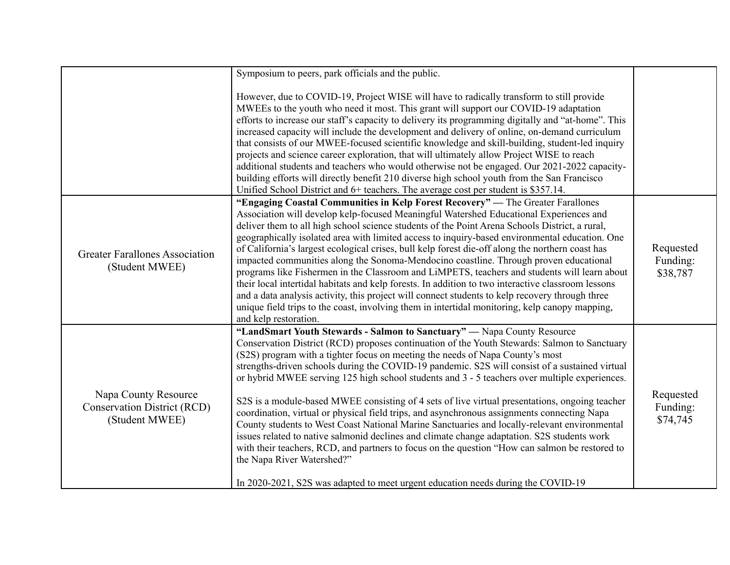| | | |
|---|---|---|
| | Symposium to peers, park officials and the public.<br><br>However, due to COVID-19, Project WISE will have to radically transform to still provide MWEEs to the youth who need it most. This grant will support our COVID-19 adaptation efforts to increase our staff's capacity to delivery its programming digitally and "at-home". This increased capacity will include the development and delivery of online, on-demand curriculum that consists of our MWEE-focused scientific knowledge and skill-building, student-led inquiry projects and science career exploration, that will ultimately allow Project WISE to reach additional students and teachers who would otherwise not be engaged. Our 2021-2022 capacity-building efforts will directly benefit 210 diverse high school youth from the San Francisco Unified School District and 6+ teachers. The average cost per student is $357.14. | |
| Greater Farallones Association (Student MWEE) | **"Engaging Coastal Communities in Kelp Forest Recovery"** — The Greater Farallones Association will develop kelp-focused Meaningful Watershed Educational Experiences and deliver them to all high school science students of the Point Arena Schools District, a rural, geographically isolated area with limited access to inquiry-based environmental education. One of California's largest ecological crises, bull kelp forest die-off along the northern coast has impacted communities along the Sonoma-Mendocino coastline. Through proven educational programs like Fishermen in the Classroom and LiMPETS, teachers and students will learn about their local intertidal habitats and kelp forests. In addition to two interactive classroom lessons and a data analysis activity, this project will connect students to kelp recovery through three unique field trips to the coast, involving them in intertidal monitoring, kelp canopy mapping, and kelp restoration. | Requested Funding: $38,787 |
| Napa County Resource Conservation District (RCD) (Student MWEE) | **"LandSmart Youth Stewards - Salmon to Sanctuary"** — Napa County Resource Conservation District (RCD) proposes continuation of the Youth Stewards: Salmon to Sanctuary (S2S) program with a tighter focus on meeting the needs of Napa County's most strengths-driven schools during the COVID-19 pandemic. S2S will consist of a sustained virtual or hybrid MWEE serving 125 high school students and 3 - 5 teachers over multiple experiences.<br><br>S2S is a module-based MWEE consisting of 4 sets of live virtual presentations, ongoing teacher coordination, virtual or physical field trips, and asynchronous assignments connecting Napa County students to West Coast National Marine Sanctuaries and locally-relevant environmental issues related to native salmonid declines and climate change adaptation. S2S students work with their teachers, RCD, and partners to focus on the question "How can salmon be restored to the Napa River Watershed?"<br><br>In 2020-2021, S2S was adapted to meet urgent education needs during the COVID-19 | Requested Funding: $74,745 |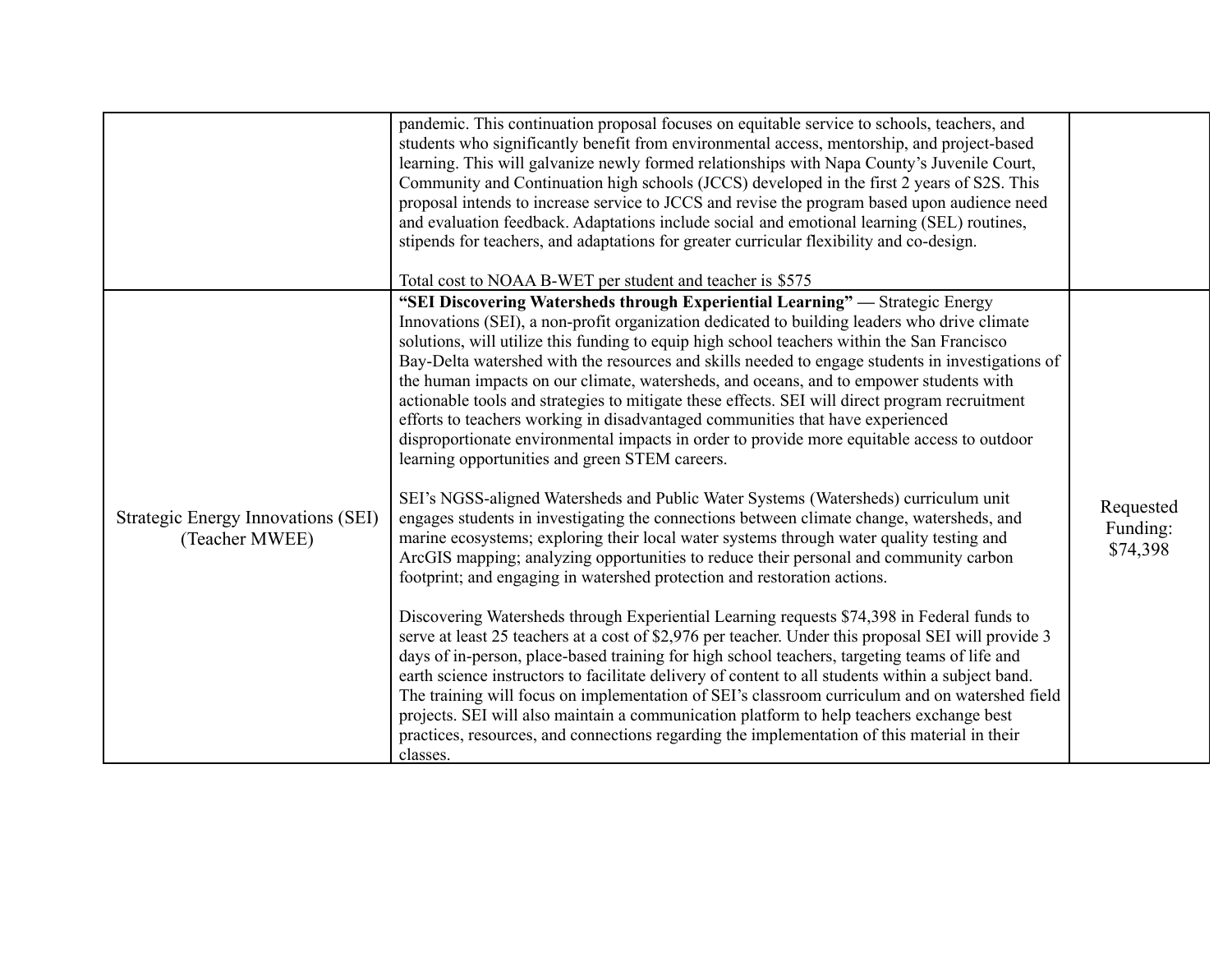| | | |
|---|---|---|
| | pandemic. This continuation proposal focuses on equitable service to schools, teachers, and students who significantly benefit from environmental access, mentorship, and project-based learning. This will galvanize newly formed relationships with Napa County's Juvenile Court, Community and Continuation high schools (JCCS) developed in the first 2 years of S2S. This proposal intends to increase service to JCCS and revise the program based upon audience need and evaluation feedback. Adaptations include social and emotional learning (SEL) routines, stipends for teachers, and adaptations for greater curricular flexibility and co-design.<br><br>Total cost to NOAA B-WET per student and teacher is $575 | |
| Strategic Energy Innovations (SEI) (Teacher MWEE) | **"SEI Discovering Watersheds through Experiential Learning" —** Strategic Energy Innovations (SEI), a non-profit organization dedicated to building leaders who drive climate solutions, will utilize this funding to equip high school teachers within the San Francisco Bay-Delta watershed with the resources and skills needed to engage students in investigations of the human impacts on our climate, watersheds, and oceans, and to empower students with actionable tools and strategies to mitigate these effects. SEI will direct program recruitment efforts to teachers working in disadvantaged communities that have experienced disproportionate environmental impacts in order to provide more equitable access to outdoor learning opportunities and green STEM careers.<br><br>SEI's NGSS-aligned Watersheds and Public Water Systems (Watersheds) curriculum unit engages students in investigating the connections between climate change, watersheds, and marine ecosystems; exploring their local water systems through water quality testing and ArcGIS mapping; analyzing opportunities to reduce their personal and community carbon footprint; and engaging in watershed protection and restoration actions.<br><br>Discovering Watersheds through Experiential Learning requests $74,398 in Federal funds to serve at least 25 teachers at a cost of $2,976 per teacher. Under this proposal SEI will provide 3 days of in-person, place-based training for high school teachers, targeting teams of life and earth science instructors to facilitate delivery of content to all students within a subject band. The training will focus on implementation of SEI's classroom curriculum and on watershed field projects. SEI will also maintain a communication platform to help teachers exchange best practices, resources, and connections regarding the implementation of this material in their classes. | Requested Funding: $74,398 |